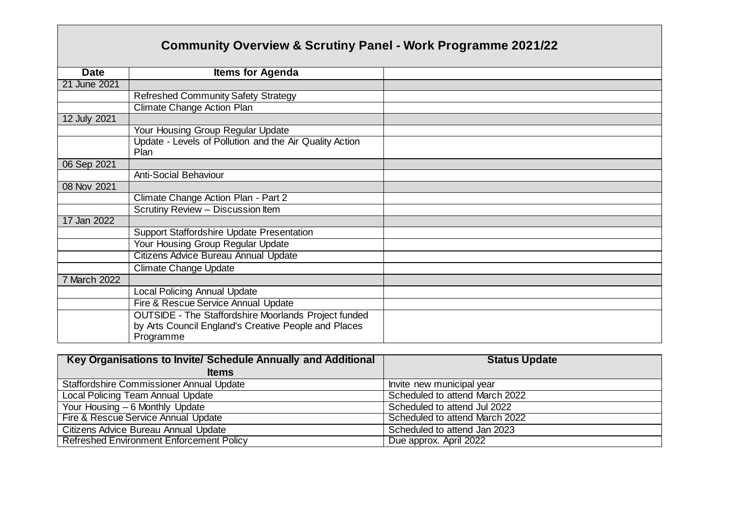# Community Overview & Scrutiny Panel - Work Programme 2021/22

| Date | Items for Agenda | |
|---|---|---|
| 21 June 2021 | | |
| | Refreshed Community Safety Strategy | |
| | Climate Change Action Plan | |
| 12 July 2021 | | |
| | Your Housing Group Regular Update | |
| | Update - Levels of Pollution and the Air Quality Action Plan | |
| 06 Sep 2021 | | |
| | Anti-Social Behaviour | |
| 08 Nov 2021 | | |
| | Climate Change Action Plan - Part 2 | |
| | Scrutiny Review – Discussion Item | |
| 17 Jan 2022 | | |
| | Support Staffordshire Update Presentation | |
| | Your Housing Group Regular Update | |
| | Citizens Advice Bureau Annual Update | |
| | Climate Change Update | |
| 7 March 2022 | | |
| | Local Policing Annual Update | |
| | Fire & Rescue Service Annual Update | |
| | OUTSIDE - The Staffordshire Moorlands Project funded by Arts Council England's Creative People and Places Programme | |

| Key Organisations to Invite/ Schedule Annually and Additional Items | Status Update |
|---|---|
| Staffordshire Commissioner Annual Update | Invite new municipal year |
| Local Policing Team Annual Update | Scheduled to attend March 2022 |
| Your Housing – 6 Monthly Update | Scheduled to attend Jul 2022 |
| Fire & Rescue Service Annual Update | Scheduled to attend March 2022 |
| Citizens Advice Bureau Annual Update | Scheduled to attend Jan 2023 |
| Refreshed Environment Enforcement Policy | Due approx. April 2022 |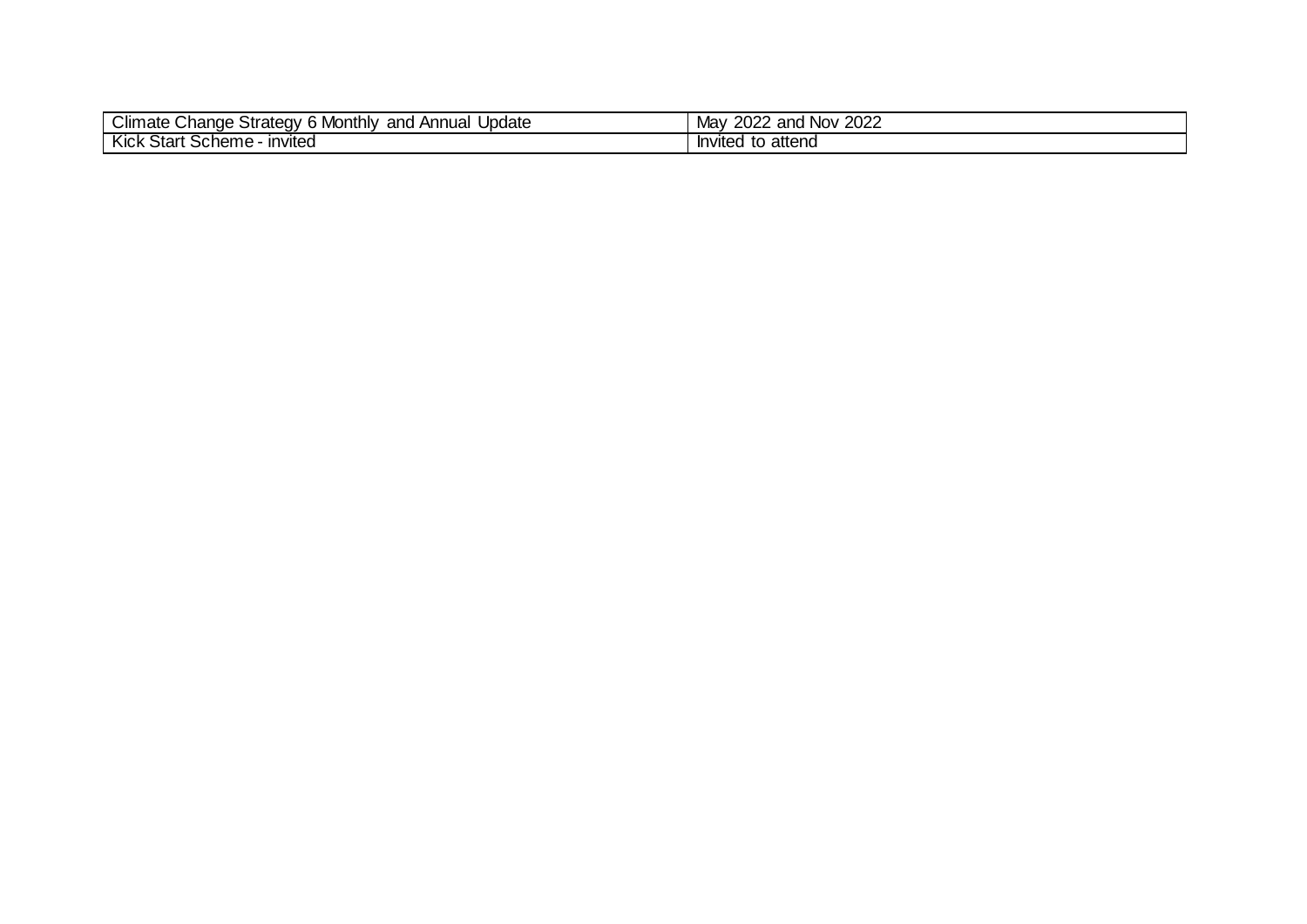| | |
|---|---|
| Climate Change Strategy 6 Monthly and Annual Update | May 2022 and Nov 2022 |
| Kick Start Scheme - invited | Invited to attend |